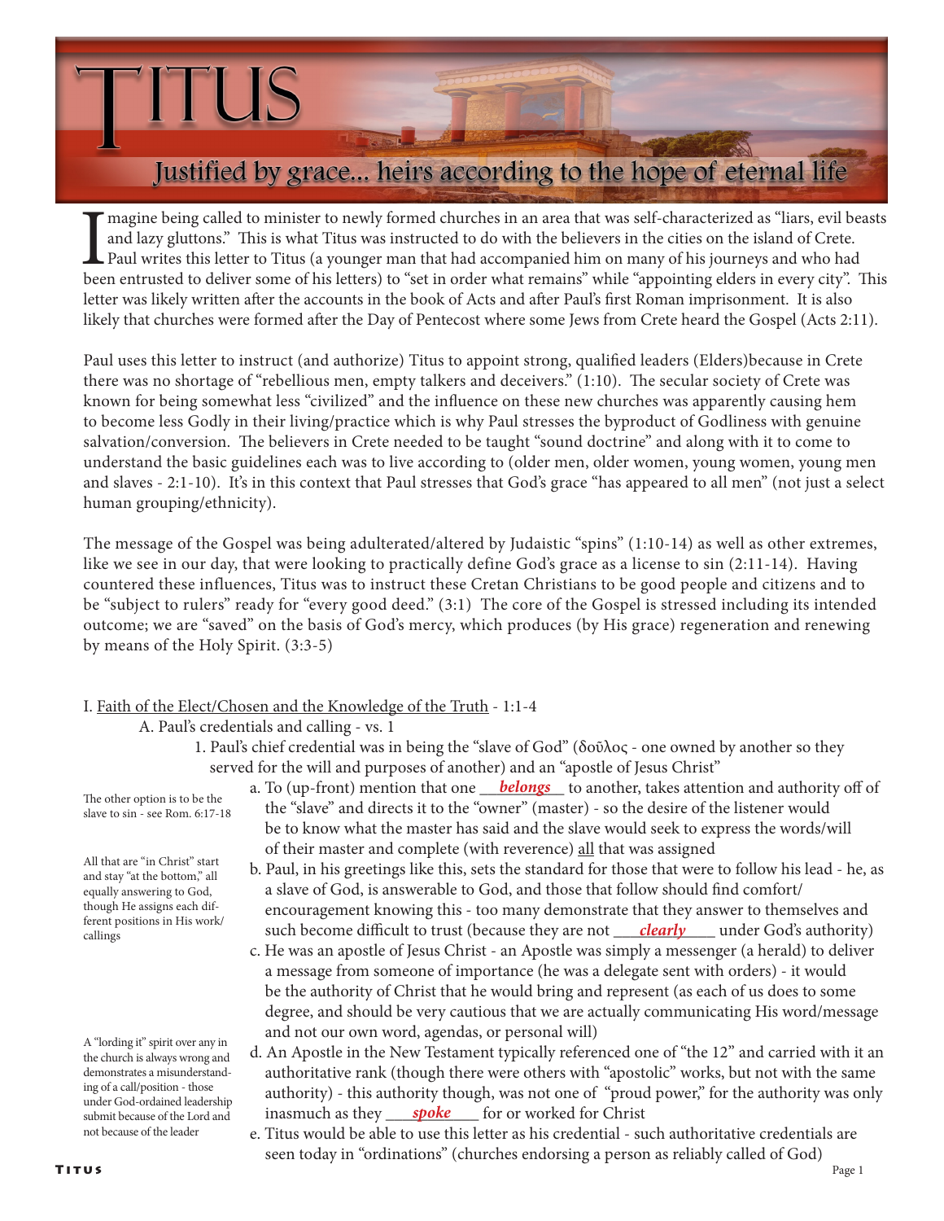# TITUS

## Justified by grace... heirs according to the hope of eternal life

Imagine being called to minister to newly formed churches in an area that was self-characterized as "liars, evil beasts and lazy gluttons." This is what Titus was instructed to do with the believers in the cities on the island of Crete. Paul writes this letter to Titus (a younger man that had accompanied him on many of his journeys and who had been entrusted to deliver some of his letters) to "set in order what remains" while "appointing elders in every city". This letter was likely written after the accounts in the book of Acts and after Paul's first Roman imprisonment. It is also likely that churches were formed after the Day of Pentecost where some Jews from Crete heard the Gospel (Acts 2:11).

Paul uses this letter to instruct (and authorize) Titus to appoint strong, qualified leaders (Elders)because in Crete there was no shortage of "rebellious men, empty talkers and deceivers." (1:10). The secular society of Crete was known for being somewhat less "civilized" and the influence on these new churches was apparently causing hem to become less Godly in their living/practice which is why Paul stresses the byproduct of Godliness with genuine salvation/conversion. The believers in Crete needed to be taught "sound doctrine" and along with it to come to understand the basic guidelines each was to live according to (older men, older women, young women, young men and slaves - 2:1-10). It's in this context that Paul stresses that God's grace "has appeared to all men" (not just a select human grouping/ethnicity).

The message of the Gospel was being adulterated/altered by Judaistic "spins" (1:10-14) as well as other extremes, like we see in our day, that were looking to practically define God's grace as a license to sin (2:11-14). Having countered these influences, Titus was to instruct these Cretan Christians to be good people and citizens and to be "subject to rulers" ready for "every good deed." (3:1) The core of the Gospel is stressed including its intended outcome; we are "saved" on the basis of God's mercy, which produces (by His grace) regeneration and renewing by means of the Holy Spirit. (3:3-5)

I. Faith of the Elect/Chosen and the Knowledge of the Truth - 1:1-4

A. Paul's credentials and calling - vs. 1

1. Paul's chief credential was in being the "slave of God" (δοῦλος - one owned by another so they served for the will and purposes of another) and an "apostle of Jesus Christ"

a. To (up-front) mention that one ___***belongs***___ to another, takes attention and authority off of the "slave" and directs it to the "owner" (master) - so the desire of the listener would be to know what the master has said and the slave would seek to express the words/will of their master and complete (with reverence) all that was assigned

*The other option is to be the slave to sin - see Rom. 6:17-18*

b. Paul, in his greetings like this, sets the standard for those that were to follow his lead - he, as a slave of God, is answerable to God, and those that follow should find comfort/ encouragement knowing this - too many demonstrate that they answer to themselves and such become difficult to trust (because they are not ___***clearly***___ under God's authority)

*All that are "in Christ" start and stay "at the bottom," all equally answering to God, though He assigns each different positions in His work/ callings*

c. He was an apostle of Jesus Christ - an Apostle was simply a messenger (a herald) to deliver a message from someone of importance (he was a delegate sent with orders) - it would be the authority of Christ that he would bring and represent (as each of us does to some degree, and should be very cautious that we are actually communicating His word/message and not our own word, agendas, or personal will)

d. An Apostle in the New Testament typically referenced one of "the 12" and carried with it an authoritative rank (though there were others with "apostolic" works, but not with the same authority) - this authority though, was not one of "proud power," for the authority was only inasmuch as they ___***spoke***___ for or worked for Christ

*A "lording it" spirit over any in the church is always wrong and demonstrates a misunderstanding of a call/position - those under God-ordained leadership submit because of the Lord and not because of the leader*

e. Titus would be able to use this letter as his credential - such authoritative credentials are seen today in "ordinations" (churches endorsing a person as reliably called of God)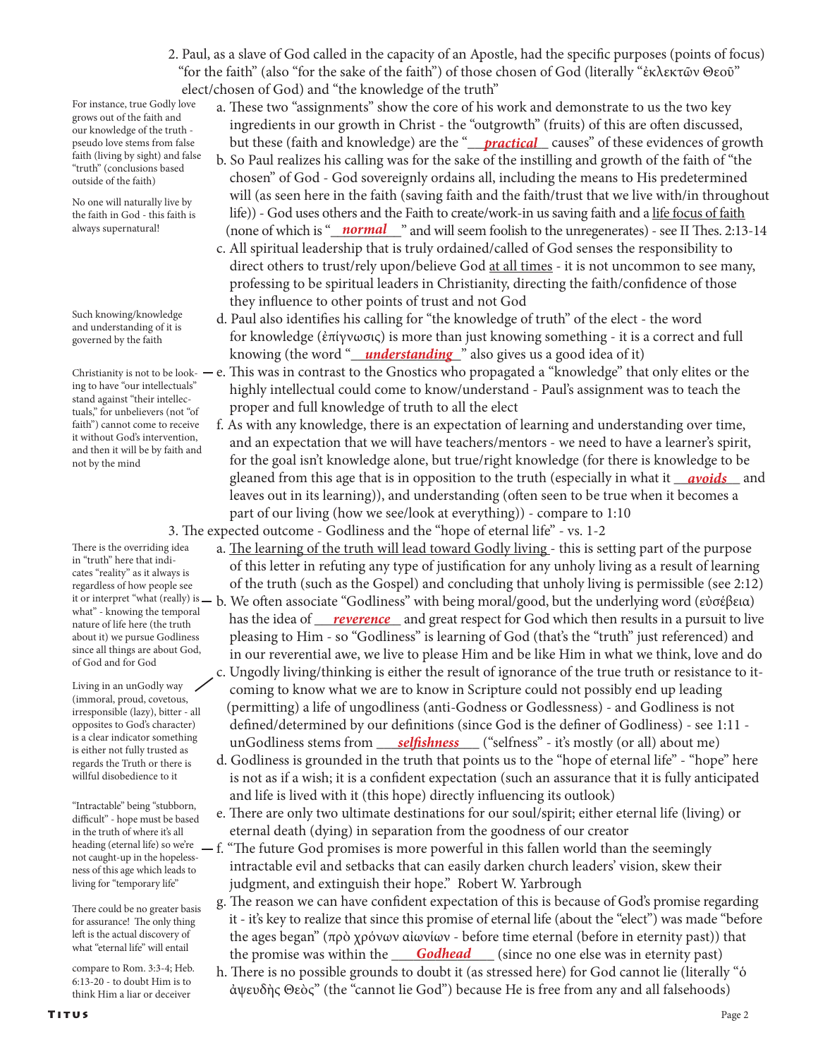2. Paul, as a slave of God called in the capacity of an Apostle, had the specific purposes (points of focus) "for the faith" (also "for the sake of the faith") of those chosen of God (literally "ἐκλεκτῶν Θεοῦ" elect/chosen of God) and "the knowledge of the truth"

> For instance, true Godly love grows out of the faith and our knowledge of the truth - pseudo love stems from false faith (living by sight) and false "truth" (conclusions based outside of the faith)

a. These two "assignments" show the core of his work and demonstrate to us the two key ingredients in our growth in Christ - the "outgrowth" (fruits) of this are often discussed, but these (faith and knowledge) are the "__***practical***__" causes" of these evidences of growth

> No one will naturally live by the faith in God - this faith is always supernatural!

b. So Paul realizes his calling was for the sake of the instilling and growth of the faith of "the chosen" of God - God sovereignly ordains all, including the means to His predetermined will (as seen here in the faith (saving faith and the faith/trust that we live with/in throughout life)) - God uses others and the Faith to create/work-in us saving faith and a <u>life focus of faith</u> (none of which is "__***normal***__" and will seem foolish to the unregenerates) - see II Thes. 2:13-14

c. All spiritual leadership that is truly ordained/called of God senses the responsibility to direct others to trust/rely upon/believe God <u>at all times</u> - it is not uncommon to see many, professing to be spiritual leaders in Christianity, directing the faith/confidence of those they influence to other points of trust and not God

> Such knowing/knowledge and understanding of it is governed by the faith

d. Paul also identifies his calling for "the knowledge of truth" of the elect - the word for knowledge (ἐπίγνωσις) is more than just knowing something - it is a correct and full knowing (the word "__***understanding***__" also gives us a good idea of it)

> Christianity is not to be looking to have "our intellectuals" stand against "their intellectuals," for unbelievers (not "of faith") cannot come to receive it without God's intervention, and then it will be by faith and not by the mind

e. This was in contrast to the Gnostics who propagated a "knowledge" that only elites or the highly intellectual could come to know/understand - Paul's assignment was to teach the proper and full knowledge of truth to all the elect

f. As with any knowledge, there is an expectation of learning and understanding over time, and an expectation that we will have teachers/mentors - we need to have a learner's spirit, for the goal isn't knowledge alone, but true/right knowledge (for there is knowledge to be gleaned from this age that is in opposition to the truth (especially in what it __***avoids***__ and leaves out in its learning)), and understanding (often seen to be true when it becomes a part of our living (how we see/look at everything)) - compare to 1:10

3. The expected outcome - Godliness and the "hope of eternal life" - vs. 1-2

a. <u>The learning of the truth will lead toward Godly living</u> - this is setting part of the purpose of this letter in refuting any type of justification for any unholy living as a result of learning of the truth (such as the Gospel) and concluding that unholy living is permissible (see 2:12)

> There is the overriding idea in "truth" here that indicates "reality" as it always is regardless of how people see it or interpret "what (really) is what" - knowing the temporal nature of life here (the truth about it) we pursue Godliness since all things are about God, of God and for God

b. We often associate "Godliness" with being moral/good, but the underlying word (εὐσέβεια) has the idea of __***reverence***__ and great respect for God which then results in a pursuit to live pleasing to Him - so "Godliness" is learning of God (that's the "truth" just referenced) and in our reverential awe, we live to please Him and be like Him in what we think, love and do

> Living in an unGodly way (immoral, proud, covetous, irresponsible (lazy), bitter - all opposites to God's character) is a clear indicator something is either not fully trusted as regards the Truth or there is willful disobedience to it

c. Ungodly living/thinking is either the result of ignorance of the true truth or resistance to it- coming to know what we are to know in Scripture could not possibly end up leading (permitting) a life of ungodliness (anti-Godness or Godlessness) - and Godliness is not defined/determined by our definitions (since God is the definer of Godliness) - see 1:11 - unGodliness stems from __***selfishness***__ ("selfness" - it's mostly (or all) about me)

d. Godliness is grounded in the truth that points us to the "hope of eternal life" - "hope" here is not as if a wish; it is a confident expectation (such an assurance that it is fully anticipated and life is lived with it (this hope) directly influencing its outlook)

e. There are only two ultimate destinations for our soul/spirit; either eternal life (living) or eternal death (dying) in separation from the goodness of our creator

> "Intractable" being "stubborn, difficult" - hope must be based in the truth of where it's all heading (eternal life) so we're not caught-up in the hopelessness of this age which leads to living for "temporary life"

f. "The future God promises is more powerful in this fallen world than the seemingly intractable evil and setbacks that can easily darken church leaders' vision, skew their judgment, and extinguish their hope." Robert W. Yarbrough

> There could be no greater basis for assurance! The only thing left is the actual discovery of what "eternal life" will entail

g. The reason we can have confident expectation of this is because of God's promise regarding it - it's key to realize that since this promise of eternal life (about the "elect") was made "before the ages began" (πρὸ χρόνων αἰωνίων - before time eternal (before in eternity past)) that the promise was within the __***Godhead***__ (since no one else was in eternity past)

> compare to Rom. 3:3-4; Heb. 6:13-20 - to doubt Him is to think Him a liar or deceiver

h. There is no possible grounds to doubt it (as stressed here) for God cannot lie (literally "ὁ ἀψευδὴς Θεὸς" (the "cannot lie God") because He is free from any and all falsehoods)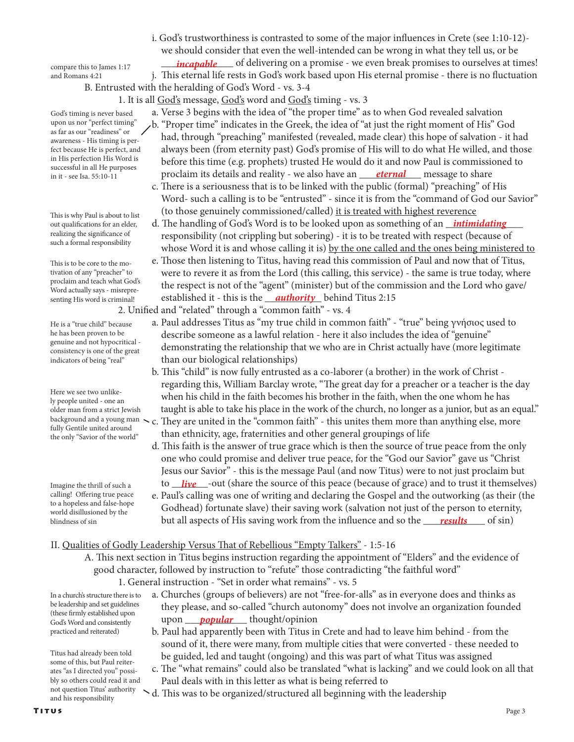i. God's trustworthiness is contrasted to some of the major influences in Crete (see 1:10-12)- we should consider that even the well-intended can be wrong in what they tell us, or be ***incapable*** of delivering on a promise - we even break promises to ourselves at times!

compare this to James 1:17 and Romans 4:21

j. This eternal life rests in God's work based upon His eternal promise - there is no fluctuation

B. Entrusted with the heralding of God's Word - vs. 3-4

1. It is all God's message, God's word and God's timing - vs. 3

a. Verse 3 begins with the idea of "the proper time" as to when God revealed salvation

b. "Proper time" indicates in the Greek, the idea of "at just the right moment of His" God had, through "preaching" manifested (revealed, made clear) this hope of salvation - it had always been (from eternity past) God's promise of His will to do what He willed, and those before this time (e.g. prophets) trusted He would do it and now Paul is commissioned to proclaim its details and reality - we also have an ***eternal*** message to share

God's timing is never based upon us nor "perfect timing" as far as our "readiness" or awareness - His timing is perfect because He is perfect, and in His perfection His Word is successful in all He purposes in it - see Isa. 55:10-11

c. There is a seriousness that is to be linked with the public (formal) "preaching" of His Word- such a calling is to be "entrusted" - since it is from the "command of God our Savior" (to those genuinely commissioned/called) it is treated with highest reverence

d. The handling of God's Word is to be looked upon as something of an ***intimidating*** responsibility (not crippling but sobering) - it is to be treated with respect (because of whose Word it is and whose calling it is) by the one called and the ones being ministered to

This is why Paul is about to list out qualifications for an elder, realizing the significance of such a formal responsibility

e. Those then listening to Titus, having read this commission of Paul and now that of Titus, were to revere it as from the Lord (this calling, this service) - the same is true today, where the respect is not of the "agent" (minister) but of the commission and the Lord who gave/established it - this is the ***authority*** behind Titus 2:15

This is to be core to the motivation of any "preacher" to proclaim and teach what God's Word actually says - misrepresenting His word is criminal!

2. Unified and "related" through a "common faith" - vs. 4

a. Paul addresses Titus as "my true child in common faith" - "true" being γνήσιος used to describe someone as a lawful relation - here it also includes the idea of "genuine" demonstrating the relationship that we who are in Christ actually have (more legitimate than our biological relationships)

He is a "true child" because he has been proven to be genuine and not hypocritical - consistency is one of the great indicators of being "real"

b. This "child" is now fully entrusted as a co-laborer (a brother) in the work of Christ - regarding this, William Barclay wrote, "The great day for a preacher or a teacher is the day when his child in the faith becomes his brother in the faith, when the one whom he has taught is able to take his place in the work of the church, no longer as a junior, but as an equal."

c. They are united in the "common faith" - this unites them more than anything else, more than ethnicity, age, fraternities and other general groupings of life

Here we see two unlikely people united - one an older man from a strict Jewish background and a young man fully Gentile united around the only "Savior of the world"

d. This faith is the answer of true grace which is then the source of true peace from the only one who could promise and deliver true peace, for the "God our Savior" gave us "Christ Jesus our Savior" - this is the message Paul (and now Titus) were to not just proclaim but to ***live***-out (share the source of this peace (because of grace) and to trust it themselves)

e. Paul's calling was one of writing and declaring the Gospel and the outworking (as their (the Godhead) fortunate slave) their saving work (salvation not just of the person to eternity, but all aspects of His saving work from the influence and so the ***results*** of sin)

Imagine the thrill of such a calling! Offering true peace to a hopeless and false-hope world disillusioned by the blindness of sin

II. Qualities of Godly Leadership Versus That of Rebellious "Empty Talkers" - 1:5-16

A. This next section in Titus begins instruction regarding the appointment of "Elders" and the evidence of good character, followed by instruction to "refute" those contradicting "the faithful word"

1. General instruction - "Set in order what remains" - vs. 5

a. Churches (groups of believers) are not "free-for-alls" as in everyone does and thinks as they please, and so-called "church autonomy" does not involve an organization founded upon ***popular*** thought/opinion

In a church's structure there is to be leadership and set guidelines (these firmly established upon God's Word and consistently practiced and reiterated)

b. Paul had apparently been with Titus in Crete and had to leave him behind - from the sound of it, there were many, from multiple cities that were converted - these needed to be guided, led and taught (ongoing) and this was part of what Titus was assigned

c. The "what remains" could also be translated "what is lacking" and we could look on all that Paul deals with in this letter as what is being referred to

d. This was to be organized/structured all beginning with the leadership

Titus had already been told some of this, but Paul reiterates "as I directed you" possibly so others could read it and not question Titus' authority and his responsibility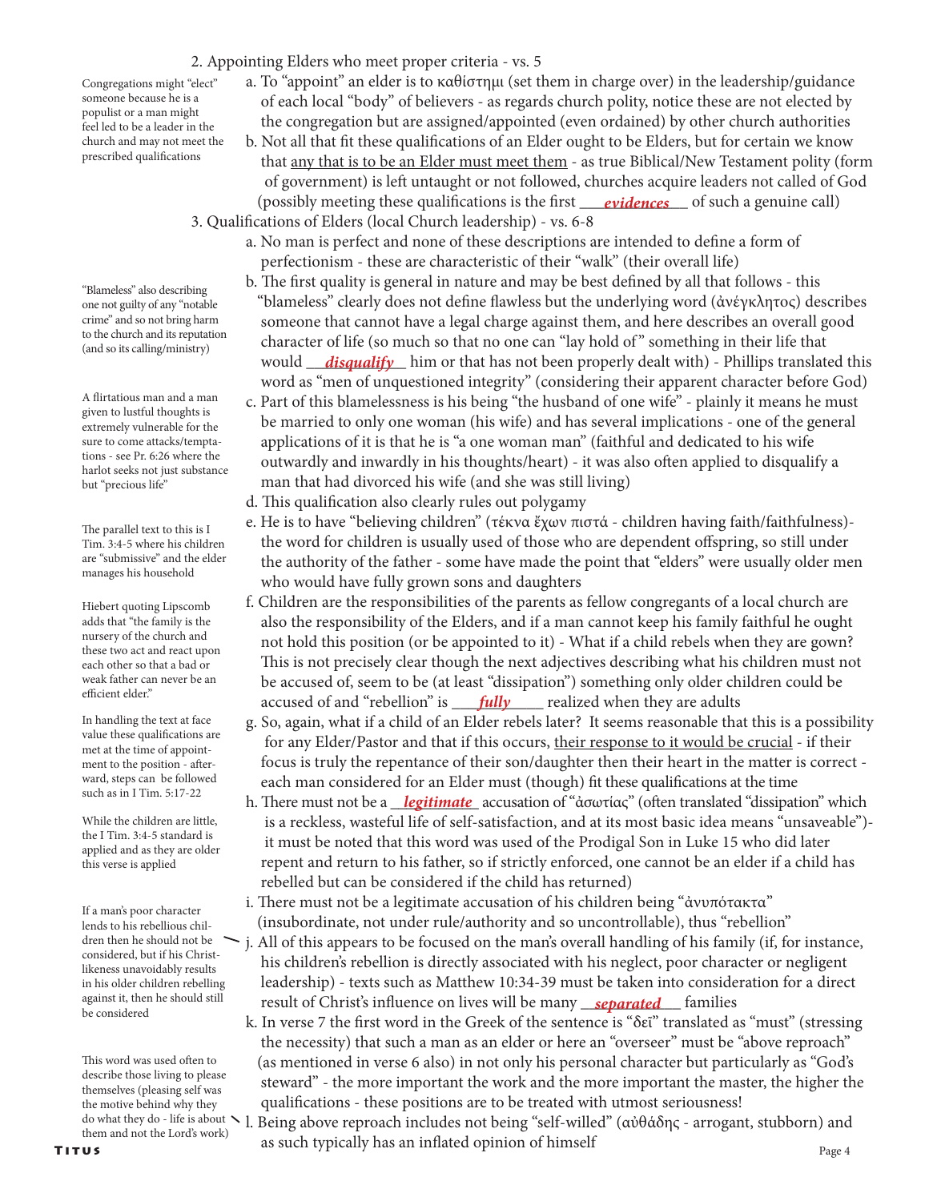2. Appointing Elders who meet proper criteria - vs. 5

> Congregations might "elect" someone because he is a populist or a man might feel led to be a leader in the church and may not meet the prescribed qualifications

a. To "appoint" an elder is to καθίστημι (set them in charge over) in the leadership/guidance of each local "body" of believers - as regards church polity, notice these are not elected by the congregation but are assigned/appointed (even ordained) by other church authorities

b. Not all that fit these qualifications of an Elder ought to be Elders, but for certain we know that <u>any that is to be an Elder must meet them</u> - as true Biblical/New Testament polity (form of government) is left untaught or not followed, churches acquire leaders not called of God (possibly meeting these qualifications is the first ***evidences*** of such a genuine call)

3. Qualifications of Elders (local Church leadership) - vs. 6-8

a. No man is perfect and none of these descriptions are intended to define a form of perfectionism - these are characteristic of their "walk" (their overall life)

> "Blameless" also describing one not guilty of any "notable crime" and so not bring harm to the church and its reputation (and so its calling/ministry)

b. The first quality is general in nature and may be best defined by all that follows - this "blameless" clearly does not define flawless but the underlying word (ἀνέγκλητος) describes someone that cannot have a legal charge against them, and here describes an overall good character of life (so much so that no one can "lay hold of" something in their life that would ***disqualify*** him or that has not been properly dealt with) - Phillips translated this word as "men of unquestioned integrity" (considering their apparent character before God)

> A flirtatious man and a man given to lustful thoughts is extremely vulnerable for the sure to come attacks/temptations - see Pr. 6:26 where the harlot seeks not just substance but "precious life"

c. Part of this blamelessness is his being "the husband of one wife" - plainly it means he must be married to only one woman (his wife) and has several implications - one of the general applications of it is that he is "a one woman man" (faithful and dedicated to his wife outwardly and inwardly in his thoughts/heart) - it was also often applied to disqualify a man that had divorced his wife (and she was still living)

d. This qualification also clearly rules out polygamy

> The parallel text to this is I Tim. 3:4-5 where his children are "submissive" and the elder manages his household

e. He is to have "believing children" (τέκνα ἔχων πιστά - children having faith/faithfulness)- the word for children is usually used of those who are dependent offspring, so still under the authority of the father - some have made the point that "elders" were usually older men who would have fully grown sons and daughters

> Hiebert quoting Lipscomb adds that "the family is the nursery of the church and these two act and react upon each other so that a bad or weak father can never be an efficient elder."

f. Children are the responsibilities of the parents as fellow congregants of a local church are also the responsibility of the Elders, and if a man cannot keep his family faithful he ought not hold this position (or be appointed to it) - What if a child rebels when they are gown? This is not precisely clear though the next adjectives describing what his children must not be accused of, seem to be (at least "dissipation") something only older children could be accused of and "rebellion" is ***fully*** realized when they are adults

> In handling the text at face value these qualifications are met at the time of appointment to the position - afterward, steps can be followed such as in I Tim. 5:17-22

g. So, again, what if a child of an Elder rebels later? It seems reasonable that this is a possibility for any Elder/Pastor and that if this occurs, <u>their response to it would be crucial</u> - if their focus is truly the repentance of their son/daughter then their heart in the matter is correct - each man considered for an Elder must (though) fit these qualifications at the time

> While the children are little, the I Tim. 3:4-5 standard is applied and as they are older this verse is applied

h. There must not be a ***legitimate*** accusation of "ἀσωτίας" (often translated "dissipation" which is a reckless, wasteful life of self-satisfaction, and at its most basic idea means "unsaveable")- it must be noted that this word was used of the Prodigal Son in Luke 15 who did later repent and return to his father, so if strictly enforced, one cannot be an elder if a child has rebelled but can be considered if the child has returned)

i. There must not be a legitimate accusation of his children being "ἀνυπότακτα" (insubordinate, not under rule/authority and so uncontrollable), thus "rebellion"

> If a man's poor character lends to his rebellious children then he should not be considered, but if his Christ-likeness unavoidably results in his older children rebelling against it, then he should still be considered

j. All of this appears to be focused on the man's overall handling of his family (if, for instance, his children's rebellion is directly associated with his neglect, poor character or negligent leadership) - texts such as Matthew 10:34-39 must be taken into consideration for a direct result of Christ's influence on lives will be many ***separated*** families

k. In verse 7 the first word in the Greek of the sentence is "δεῖ" translated as "must" (stressing the necessity) that such a man as an elder or here an "overseer" must be "above reproach" (as mentioned in verse 6 also) in not only his personal character but particularly as "God's steward" - the more important the work and the more important the master, the higher the qualifications - these positions are to be treated with utmost seriousness!

> This word was used often to describe those living to please themselves (pleasing self was the motive behind why they do what they do - life is about them and not the Lord's work)

l. Being above reproach includes not being "self-willed" (αὐθάδης - arrogant, stubborn) and as such typically has an inflated opinion of himself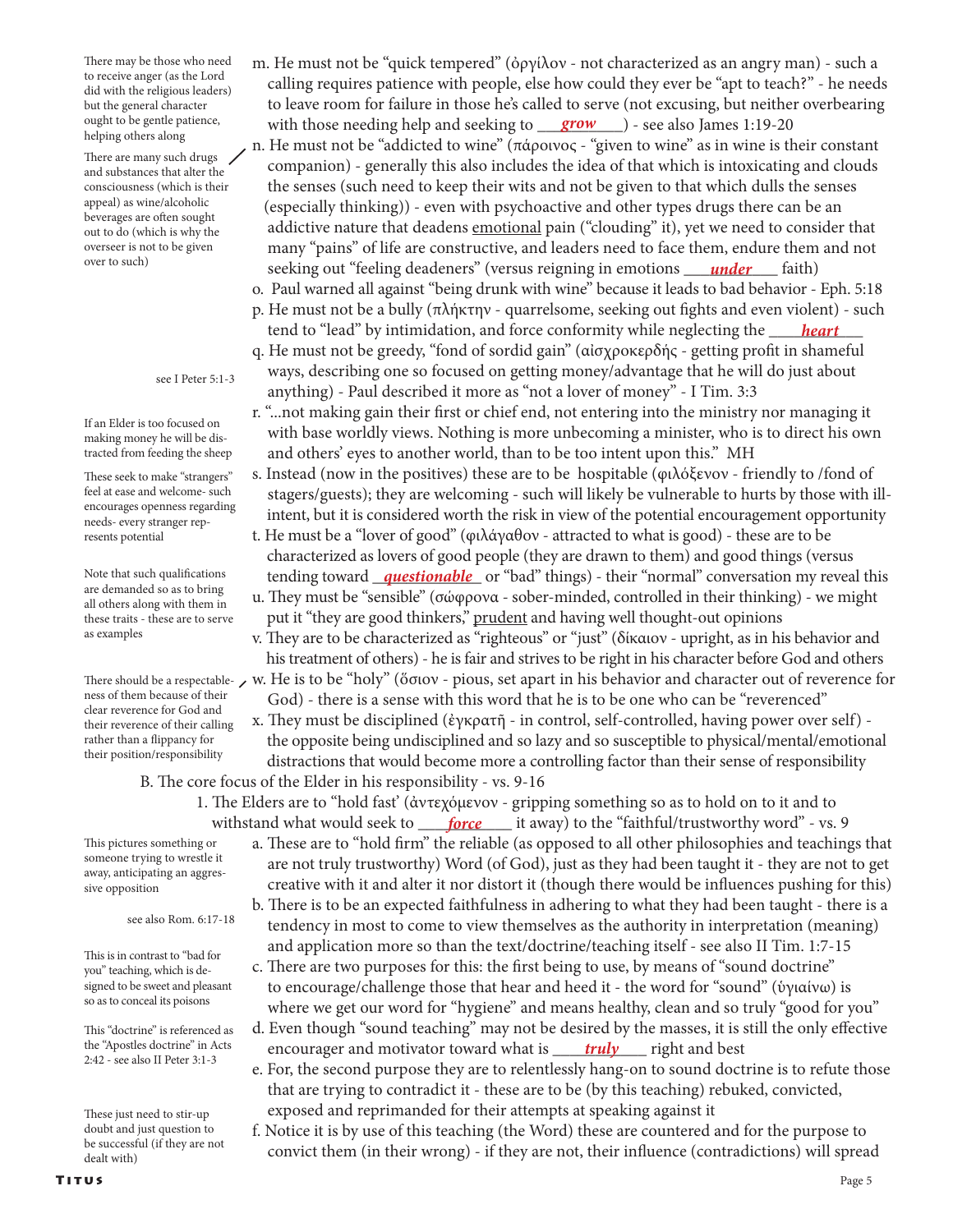m. He must not be "quick tempered" (ὀργίλον - not characterized as an angry man) - such a calling requires patience with people, else how could they ever be "apt to teach?" - he needs to leave room for failure in those he's called to serve (not excusing, but neither overbearing with those needing help and seeking to ***grow***) - see also James 1:19-20

> There may be those who need to receive anger (as the Lord did with the religious leaders) but the general character ought to be gentle patience, helping others along

n. He must not be "addicted to wine" (πάροινος - "given to wine" as in wine is their constant companion) - generally this also includes the idea of that which is intoxicating and clouds the senses (such need to keep their wits and not be given to that which dulls the senses (especially thinking)) - even with psychoactive and other types drugs there can be an addictive nature that deadens emotional pain ("clouding" it), yet we need to consider that many "pains" of life are constructive, and leaders need to face them, endure them and not seeking out "feeling deadeners" (versus reigning in emotions ***under*** faith)

> There are many such drugs and substances that alter the consciousness (which is their appeal) as wine/alcoholic beverages are often sought out to do (which is why the overseer is not to be given over to such)

o. Paul warned all against "being drunk with wine" because it leads to bad behavior - Eph. 5:18

p. He must not be a bully (πλήκτην - quarrelsome, seeking out fights and even violent) - such tend to "lead" by intimidation, and force conformity while neglecting the ***heart***

q. He must not be greedy, "fond of sordid gain" (αἰσχροκερδής - getting profit in shameful ways, describing one so focused on getting money/advantage that he will do just about anything) - Paul described it more as "not a lover of money" - I Tim. 3:3

> see I Peter 5:1-3

r. "...not making gain their first or chief end, not entering into the ministry nor managing it with base worldly views. Nothing is more unbecoming a minister, who is to direct his own and others' eyes to another world, than to be too intent upon this." MH

> If an Elder is too focused on making money he will be distracted from feeding the sheep

s. Instead (now in the positives) these are to be hospitable (φιλόξενον - friendly to /fond of stagers/guests); they are welcoming - such will likely be vulnerable to hurts by those with ill-intent, but it is considered worth the risk in view of the potential encouragement opportunity

> These seek to make "strangers" feel at ease and welcome- such encourages openness regarding needs- every stranger represents potential

t. He must be a "lover of good" (φιλάγαθον - attracted to what is good) - these are to be characterized as lovers of good people (they are drawn to them) and good things (versus tending toward ***questionable*** or "bad" things) - their "normal" conversation my reveal this

u. They must be "sensible" (σώφρονα - sober-minded, controlled in their thinking) - we might put it "they are good thinkers," prudent and having well thought-out opinions

> Note that such qualifications are demanded so as to bring all others along with them in these traits - these are to serve as examples

v. They are to be characterized as "righteous" or "just" (δίκαιον - upright, as in his behavior and his treatment of others) - he is fair and strives to be right in his character before God and others

w. He is to be "holy" (ὅσιον - pious, set apart in his behavior and character out of reverence for God) - there is a sense with this word that he is to be one who can be "reverenced"

> There should be a respectableness of them because of their clear reverence for God and their reverence of their calling rather than a flippancy for their position/responsibility

x. They must be disciplined (ἐγκρατῆ - in control, self-controlled, having power over self) - the opposite being undisciplined and so lazy and so susceptible to physical/mental/emotional distractions that would become more a controlling factor than their sense of responsibility

B. The core focus of the Elder in his responsibility - vs. 9-16

1. The Elders are to "hold fast' (ἀντεχόμενον - gripping something so as to hold on to it and to withstand what would seek to ***force*** it away) to the "faithful/trustworthy word" - vs. 9

a. These are to "hold firm" the reliable (as opposed to all other philosophies and teachings that are not truly trustworthy) Word (of God), just as they had been taught it - they are not to get creative with it and alter it nor distort it (though there would be influences pushing for this)

> This pictures something or someone trying to wrestle it away, anticipating an aggressive opposition

b. There is to be an expected faithfulness in adhering to what they had been taught - there is a tendency in most to come to view themselves as the authority in interpretation (meaning) and application more so than the text/doctrine/teaching itself - see also II Tim. 1:7-15

> see also Rom. 6:17-18

c. There are two purposes for this: the first being to use, by means of "sound doctrine" to encourage/challenge those that hear and heed it - the word for "sound" (ὑγιαίνω) is where we get our word for "hygiene" and means healthy, clean and so truly "good for you"

> This is in contrast to "bad for you" teaching, which is designed to be sweet and pleasant so as to conceal its poisons

d. Even though "sound teaching" may not be desired by the masses, it is still the only effective encourager and motivator toward what is ***truly*** right and best

> This "doctrine" is referenced as the "Apostles doctrine" in Acts 2:42 - see also II Peter 3:1-3

e. For, the second purpose they are to relentlessly hang-on to sound doctrine is to refute those that are trying to contradict it - these are to be (by this teaching) rebuked, convicted, exposed and reprimanded for their attempts at speaking against it

f. Notice it is by use of this teaching (the Word) these are countered and for the purpose to convict them (in their wrong) - if they are not, their influence (contradictions) will spread

> These just need to stir-up doubt and just question to be successful (if they are not dealt with)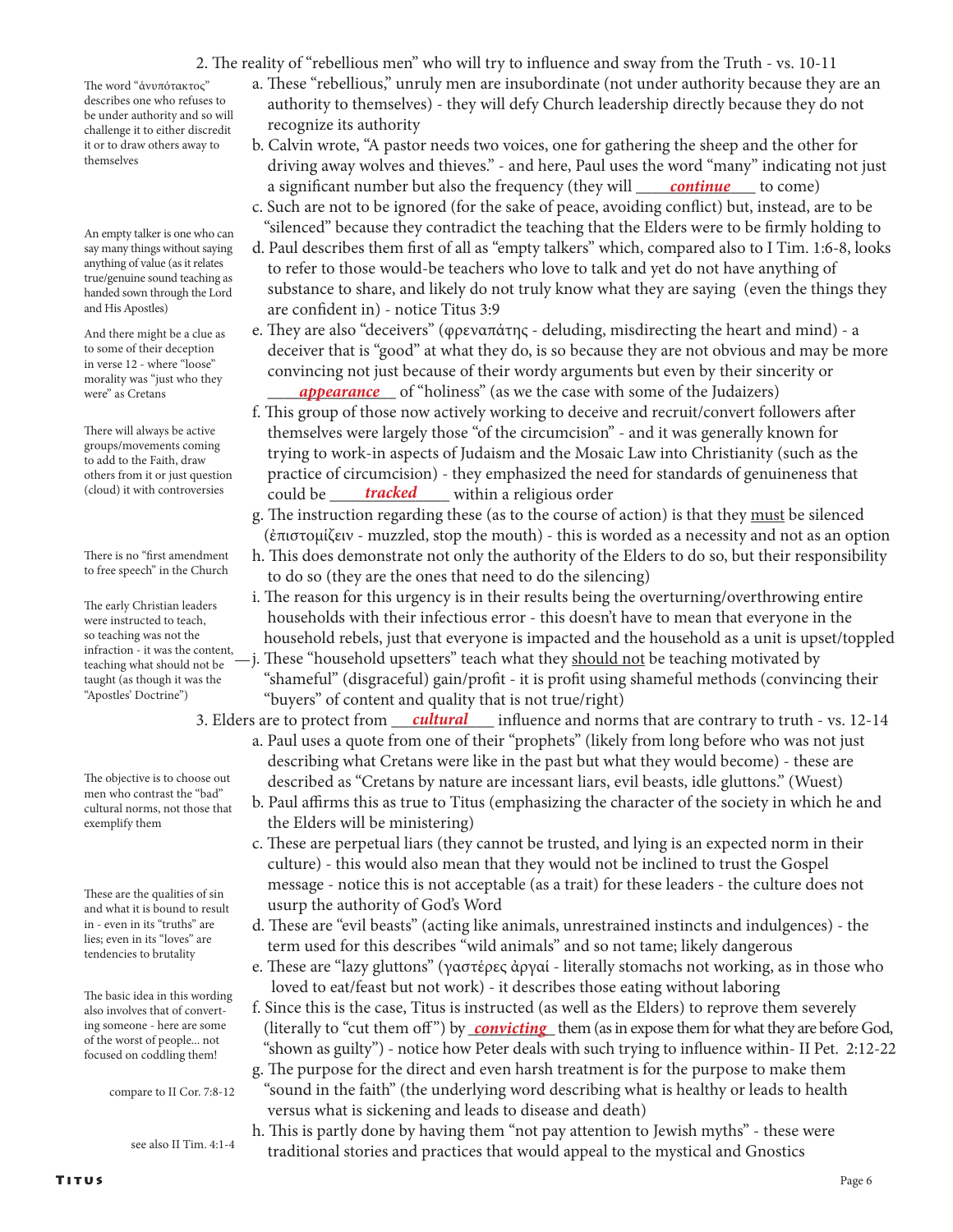2. The reality of "rebellious men" who will try to influence and sway from the Truth - vs. 10-11

> The word "ἀνυπότακτος" describes one who refuses to be under authority and so will challenge it to either discredit it or to draw others away to themselves

a. These "rebellious," unruly men are insubordinate (not under authority because they are an authority to themselves) - they will defy Church leadership directly because they do not recognize its authority

b. Calvin wrote, "A pastor needs two voices, one for gathering the sheep and the other for driving away wolves and thieves." - and here, Paul uses the word "many" indicating not just a significant number but also the frequency (they will ____***continue***____ to come)

c. Such are not to be ignored (for the sake of peace, avoiding conflict) but, instead, are to be "silenced" because they contradict the teaching that the Elders were to be firmly holding to

> An empty talker is one who can say many things without saying anything of value (as it relates true/genuine sound teaching as handed sown through the Lord and His Apostles)

d. Paul describes them first of all as "empty talkers" which, compared also to I Tim. 1:6-8, looks to refer to those would-be teachers who love to talk and yet do not have anything of substance to share, and likely do not truly know what they are saying (even the things they are confident in) - notice Titus 3:9

> And there might be a clue as to some of their deception in verse 12 - where "loose" morality was "just who they were" as Cretans

e. They are also "deceivers" (φρεναπάτης - deluding, misdirecting the heart and mind) - a deceiver that is "good" at what they do, is so because they are not obvious and may be more convincing not just because of their wordy arguments but even by their sincerity or ____***appearance***____ of "holiness" (as we the case with some of the Judaizers)

> There will always be active groups/movements coming to add to the Faith, draw others from it or just question (cloud) it with controversies

f. This group of those now actively working to deceive and recruit/convert followers after themselves were largely those "of the circumcision" - and it was generally known for trying to work-in aspects of Judaism and the Mosaic Law into Christianity (such as the practice of circumcision) - they emphasized the need for standards of genuineness that could be ____***tracked***____ within a religious order

g. The instruction regarding these (as to the course of action) is that they must be silenced (ἐπιστομίζειν - muzzled, stop the mouth) - this is worded as a necessity and not as an option

> There is no "first amendment to free speech" in the Church

h. This does demonstrate not only the authority of the Elders to do so, but their responsibility to do so (they are the ones that need to do the silencing)

> The early Christian leaders were instructed to teach, so teaching was not the infraction - it was the content, teaching what should not be taught (as though it was the "Apostles' Doctrine")

i. The reason for this urgency is in their results being the overturning/overthrowing entire households with their infectious error - this doesn't have to mean that everyone in the household rebels, just that everyone is impacted and the household as a unit is upset/toppled

j. These "household upsetters" teach what they should not be teaching motivated by "shameful" (disgraceful) gain/profit - it is profit using shameful methods (convincing their "buyers" of content and quality that is not true/right)

3. Elders are to protect from ____***cultural***____ influence and norms that are contrary to truth - vs. 12-14

> The objective is to choose out men who contrast the "bad" cultural norms, not those that exemplify them

a. Paul uses a quote from one of their "prophets" (likely from long before who was not just describing what Cretans were like in the past but what they would become) - these are described as "Cretans by nature are incessant liars, evil beasts, idle gluttons." (Wuest)

b. Paul affirms this as true to Titus (emphasizing the character of the society in which he and the Elders will be ministering)

> These are the qualities of sin and what it is bound to result in - even in its "truths" are lies; even in its "loves" are tendencies to brutality

c. These are perpetual liars (they cannot be trusted, and lying is an expected norm in their culture) - this would also mean that they would not be inclined to trust the Gospel message - notice this is not acceptable (as a trait) for these leaders - the culture does not usurp the authority of God's Word

d. These are "evil beasts" (acting like animals, unrestrained instincts and indulgences) - the term used for this describes "wild animals" and so not tame; likely dangerous

> The basic idea in this wording also involves that of converting someone - here are some of the worst of people... not focused on coddling them!

e. These are "lazy gluttons" (γαστέρες ἀργαί - literally stomachs not working, as in those who loved to eat/feast but not work) - it describes those eating without laboring

f. Since this is the case, Titus is instructed (as well as the Elders) to reprove them severely (literally to "cut them off") by ____***convicting***____ them (as in expose them for what they are before God, "shown as guilty") - notice how Peter deals with such trying to influence within- II Pet. 2:12-22

> compare to II Cor. 7:8-12

g. The purpose for the direct and even harsh treatment is for the purpose to make them "sound in the faith" (the underlying word describing what is healthy or leads to health versus what is sickening and leads to disease and death)

> see also II Tim. 4:1-4

h. This is partly done by having them "not pay attention to Jewish myths" - these were traditional stories and practices that would appeal to the mystical and Gnostics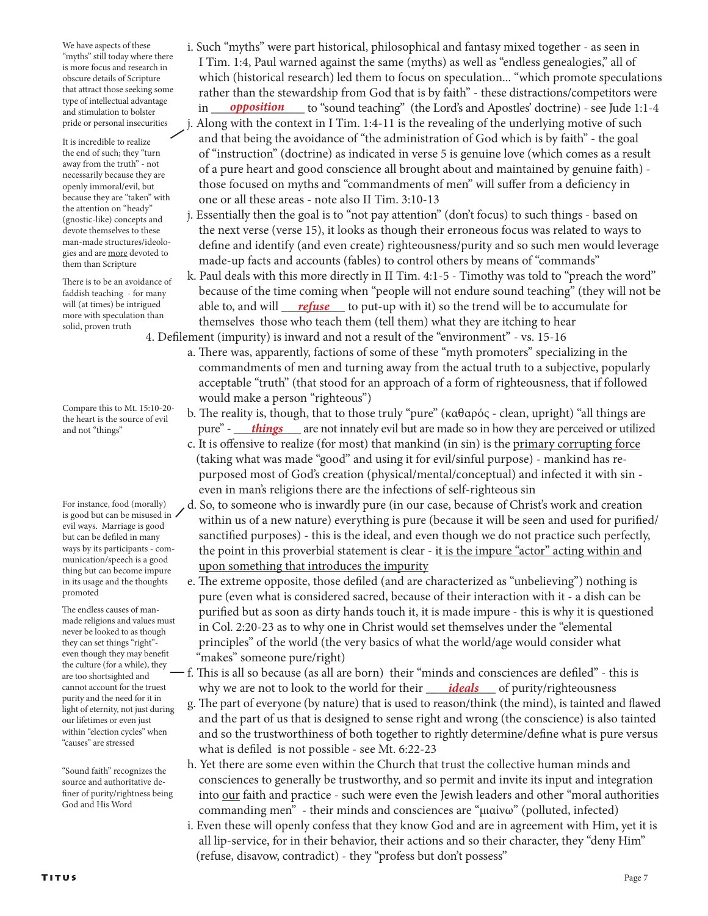i. Such "myths" were part historical, philosophical and fantasy mixed together - as seen in I Tim. 1:4, Paul warned against the same (myths) as well as "endless genealogies," all of which (historical research) led them to focus on speculation... "which promote speculations rather than the stewardship from God that is by faith" - these distractions/competitors were in ***opposition*** to "sound teaching" (the Lord's and Apostles' doctrine) - see Jude 1:1-4

> We have aspects of these "myths" still today where there is more focus and research in obscure details of Scripture that attract those seeking some type of intellectual advantage and stimulation to bolster pride or personal insecurities

j. Along with the context in I Tim. 1:4-11 is the revealing of the underlying motive of such and that being the avoidance of "the administration of God which is by faith" - the goal of "instruction" (doctrine) as indicated in verse 5 is genuine love (which comes as a result of a pure heart and good conscience all brought about and maintained by genuine faith) - those focused on myths and "commandments of men" will suffer from a deficiency in one or all these areas - note also II Tim. 3:10-13

> It is incredible to realize the end of such; they "turn away from the truth" - not necessarily because they are openly immoral/evil, but because they are "taken" with the attention on "heady" (gnostic-like) concepts and devote themselves to these man-made structures/ideologies and are more devoted to them than Scripture

j. Essentially then the goal is to "not pay attention" (don't focus) to such things - based on the next verse (verse 15), it looks as though their erroneous focus was related to ways to define and identify (and even create) righteousness/purity and so such men would leverage made-up facts and accounts (fables) to control others by means of "commands"

k. Paul deals with this more directly in II Tim. 4:1-5 - Timothy was told to "preach the word" because of the time coming when "people will not endure sound teaching" (they will not be able to, and will ***refuse*** to put-up with it) so the trend will be to accumulate for themselves those who teach them (tell them) what they are itching to hear

> There is to be an avoidance of faddish teaching - for many will (at times) be intrigued more with speculation than solid, proven truth

4. Defilement (impurity) is inward and not a result of the "environment" - vs. 15-16

a. There was, apparently, factions of some of these "myth promoters" specializing in the commandments of men and turning away from the actual truth to a subjective, popularly acceptable "truth" (that stood for an approach of a form of righteousness, that if followed would make a person "righteous")

b. The reality is, though, that to those truly "pure" (καθαρός - clean, upright) "all things are pure" - ***things*** are not innately evil but are made so in how they are perceived or utilized

> Compare this to Mt. 15:10-20- the heart is the source of evil and not "things"

c. It is offensive to realize (for most) that mankind (in sin) is the primary corrupting force (taking what was made "good" and using it for evil/sinful purpose) - mankind has re-purposed most of God's creation (physical/mental/conceptual) and infected it with sin - even in man's religions there are the infections of self-righteous sin

d. So, to someone who is inwardly pure (in our case, because of Christ's work and creation within us of a new nature) everything is pure (because it will be seen and used for purified/sanctified purposes) - this is the ideal, and even though we do not practice such perfectly, the point in this proverbial statement is clear - it is the impure "actor" acting within and upon something that introduces the impurity

> For instance, food (morally) is good but can be misused in evil ways. Marriage is good but can be defiled in many ways by its participants - communication/speech is a good thing but can become impure in its usage and the thoughts promoted

e. The extreme opposite, those defiled (and are characterized as "unbelieving") nothing is pure (even what is considered sacred, because of their interaction with it - a dish can be purified but as soon as dirty hands touch it, it is made impure - this is why it is questioned in Col. 2:20-23 as to why one in Christ would set themselves under the "elemental principles" of the world (the very basics of what the world/age would consider what "makes" someone pure/right)

f. This is all so because (as all are born) their "minds and consciences are defiled" - this is why we are not to look to the world for their ***ideals*** of purity/righteousness

> The endless causes of man-made religions and values must never be looked to as though they can set things "right"- even though they may benefit the culture (for a while), they are too shortsighted and cannot account for the truest purity and the need for it in light of eternity, not just during our lifetimes or even just within "election cycles" when "causes" are stressed

g. The part of everyone (by nature) that is used to reason/think (the mind), is tainted and flawed and the part of us that is designed to sense right and wrong (the conscience) is also tainted and so the trustworthiness of both together to rightly determine/define what is pure versus what is defiled is not possible - see Mt. 6:22-23

h. Yet there are some even within the Church that trust the collective human minds and consciences to generally be trustworthy, and so permit and invite its input and integration into our faith and practice - such were even the Jewish leaders and other "moral authorities commanding men" - their minds and consciences are "μιαίνω" (polluted, infected)

> "Sound faith" recognizes the source and authoritative definer of purity/rightness being God and His Word

i. Even these will openly confess that they know God and are in agreement with Him, yet it is all lip-service, for in their behavior, their actions and so their character, they "deny Him" (refuse, disavow, contradict) - they "profess but don't possess"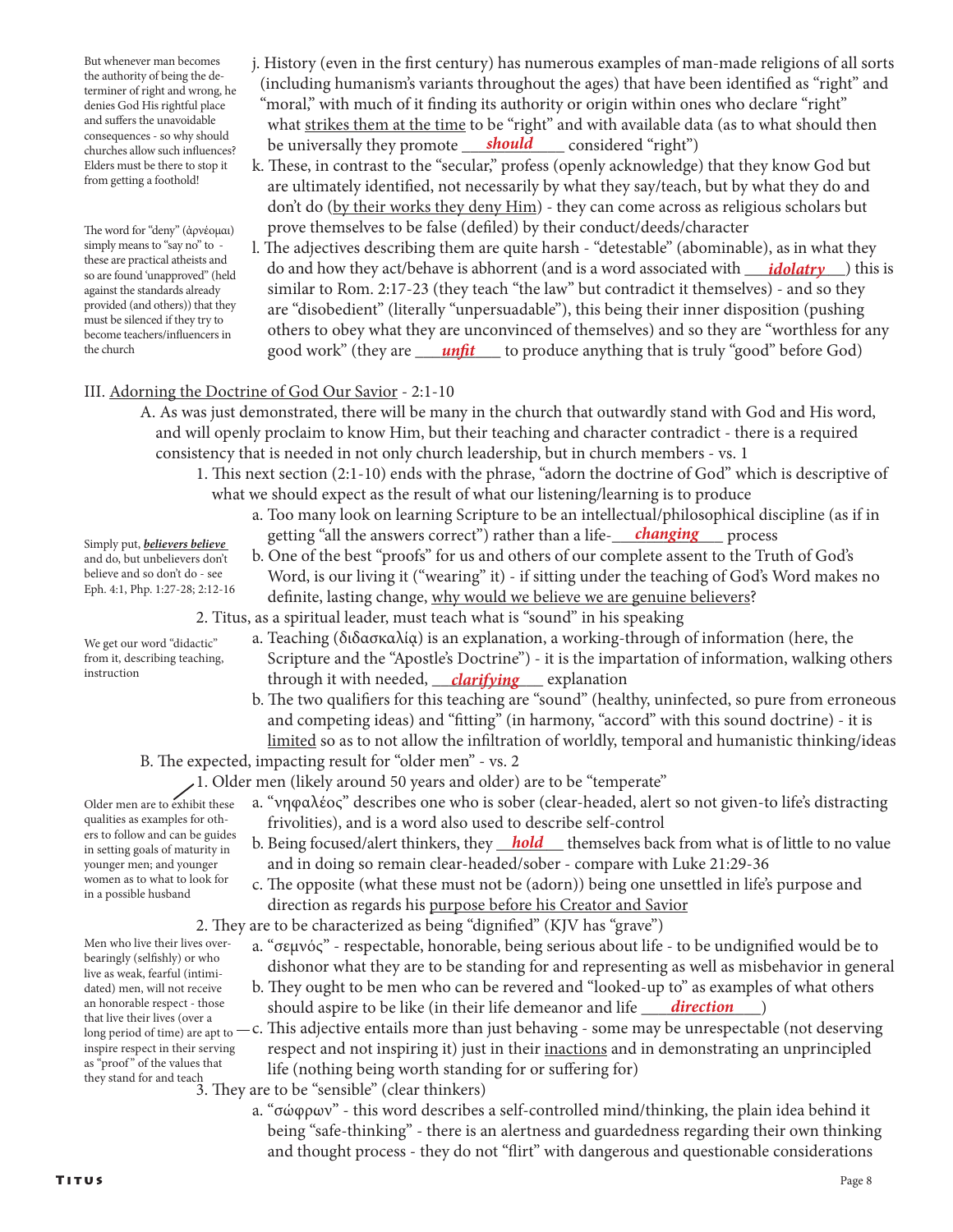But whenever man becomes the authority of being the determiner of right and wrong, he denies God His rightful place and suffers the unavoidable consequences - so why should churches allow such influences? Elders must be there to stop it from getting a foothold!

j. History (even in the first century) has numerous examples of man-made religions of all sorts (including humanism's variants throughout the ages) that have been identified as "right" and "moral," with much of it finding its authority or origin within ones who declare "right" what <u>strikes them at the time</u> to be "right" and with available data (as to what should then be universally they promote ___***should***___ considered "right")

k. These, in contrast to the "secular," profess (openly acknowledge) that they know God but are ultimately identified, not necessarily by what they say/teach, but by what they do and don't do (<u>by their works they deny Him</u>) - they can come across as religious scholars but prove themselves to be false (defiled) by their conduct/deeds/character

The word for "deny" (ἀρνέομαι) simply means to "say no" to - these are practical atheists and so are found 'unapproved" (held against the standards already provided (and others)) that they must be silenced if they try to become teachers/influencers in the church

l. The adjectives describing them are quite harsh - "detestable" (abominable), as in what they do and how they act/behave is abhorrent (and is a word associated with ___***idolatry***___) this is similar to Rom. 2:17-23 (they teach "the law" but contradict it themselves) - and so they are "disobedient" (literally "unpersuadable"), this being their inner disposition (pushing others to obey what they are unconvinced of themselves) and so they are "worthless for any good work" (they are ___***unfit***___ to produce anything that is truly "good" before God)

III. <u>Adorning the Doctrine of God Our Savior</u> - 2:1-10

A. As was just demonstrated, there will be many in the church that outwardly stand with God and His word, and will openly proclaim to know Him, but their teaching and character contradict - there is a required consistency that is needed in not only church leadership, but in church members - vs. 1

1. This next section (2:1-10) ends with the phrase, "adorn the doctrine of God" which is descriptive of what we should expect as the result of what our listening/learning is to produce

Simply put, ***believers believe*** and do, but unbelievers don't believe and so don't do - see Eph. 4:1, Php. 1:27-28; 2:12-16

a. Too many look on learning Scripture to be an intellectual/philosophical discipline (as if in getting "all the answers correct") rather than a life-___***changing***___ process

b. One of the best "proofs" for us and others of our complete assent to the Truth of God's Word, is our living it ("wearing" it) - if sitting under the teaching of God's Word makes no definite, lasting change, <u>why would we believe we are genuine believers</u>?

2. Titus, as a spiritual leader, must teach what is "sound" in his speaking

We get our word "didactic" from it, describing teaching, instruction

a. Teaching (διδασκαλίᾳ) is an explanation, a working-through of information (here, the Scripture and the "Apostle's Doctrine") - it is the impartation of information, walking others through it with needed, ___***clarifying***___ explanation

b. The two qualifiers for this teaching are "sound" (healthy, uninfected, so pure from erroneous and competing ideas) and "fitting" (in harmony, "accord" with this sound doctrine) - it is <u>limited</u> so as to not allow the infiltration of worldly, temporal and humanistic thinking/ideas

B. The expected, impacting result for "older men" - vs. 2

1. Older men (likely around 50 years and older) are to be "temperate"

Older men are to exhibit these qualities as examples for others to follow and can be guides in setting goals of maturity in younger men; and younger women as to what to look for in a possible husband

a. "νηφαλέος" describes one who is sober (clear-headed, alert so not given-to life's distracting frivolities), and is a word also used to describe self-control

b. Being focused/alert thinkers, they ___***hold***___ themselves back from what is of little to no value and in doing so remain clear-headed/sober - compare with Luke 21:29-36

c. The opposite (what these must not be (adorn)) being one unsettled in life's purpose and direction as regards his <u>purpose before his Creator and Savior</u>

2. They are to be characterized as being "dignified" (KJV has "grave")

Men who live their lives overbearingly (selfishly) or who live as weak, fearful (intimidated) men, will not receive an honorable respect - those that live their lives (over a long period of time) are apt to inspire respect in their serving as "proof" of the values that they stand for and teach

a. "σεμνός" - respectable, honorable, being serious about life - to be undignified would be to dishonor what they are to be standing for and representing as well as misbehavior in general

b. They ought to be men who can be revered and "looked-up to" as examples of what others should aspire to be like (in their life demeanor and life ___***direction***___)

c. This adjective entails more than just behaving - some may be unrespectable (not deserving respect and not inspiring it) just in their <u>inactions</u> and in demonstrating an unprincipled life (nothing being worth standing for or suffering for)

3. They are to be "sensible" (clear thinkers)

a. "σώφρων" - this word describes a self-controlled mind/thinking, the plain idea behind it being "safe-thinking" - there is an alertness and guardedness regarding their own thinking and thought process - they do not "flirt" with dangerous and questionable considerations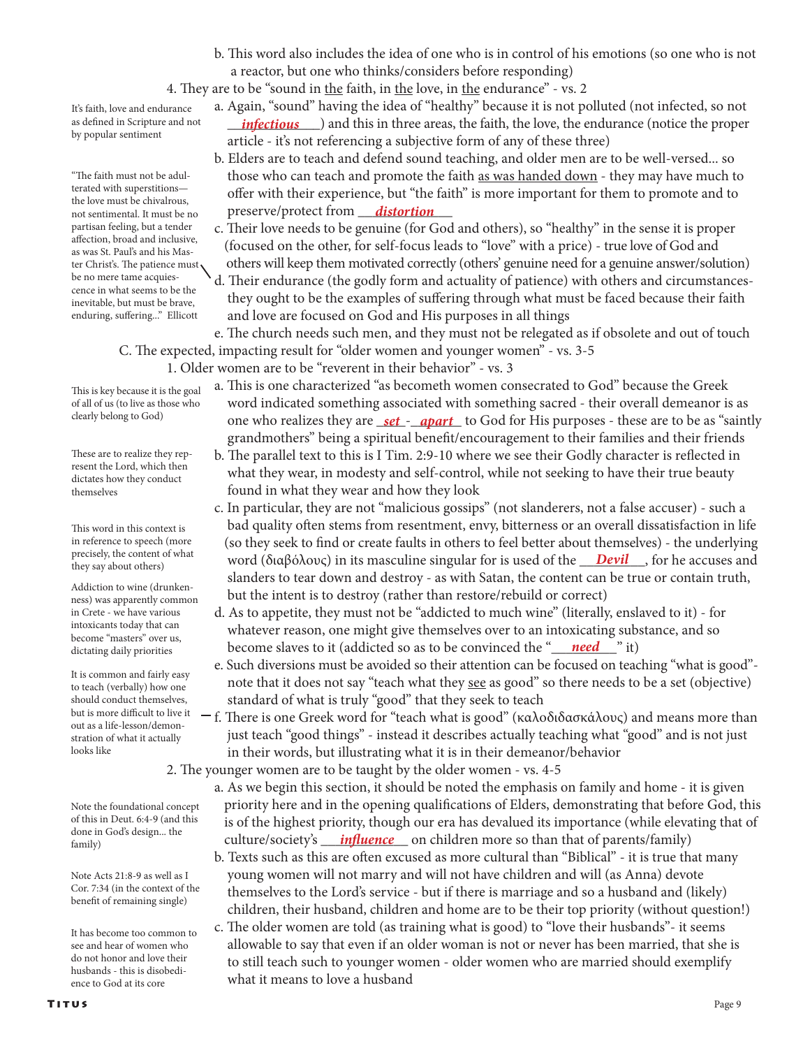b. This word also includes the idea of one who is in control of his emotions (so one who is not a reactor, but one who thinks/considers before responding)

4. They are to be "sound in the faith, in the love, in the endurance" - vs. 2

> It's faith, love and endurance as defined in Scripture and not by popular sentiment

a. Again, "sound" having the idea of "healthy" because it is not polluted (not infected, so not ***infectious***) and this in three areas, the faith, the love, the endurance (notice the proper article - it's not referencing a subjective form of any of these three)

b. Elders are to teach and defend sound teaching, and older men are to be well-versed... so those who can teach and promote the faith as was handed down - they may have much to offer with their experience, but "the faith" is more important for them to promote and to preserve/protect from ***distortion***

> "The faith must not be adulterated with superstitions—the love must be chivalrous, not sentimental. It must be no partisan feeling, but a tender affection, broad and inclusive, as was St. Paul's and his Master Christ's. The patience must be no mere tame acquiescence in what seems to be the inevitable, but must be brave, enduring, suffering..." Ellicott

c. Their love needs to be genuine (for God and others), so "healthy" in the sense it is proper (focused on the other, for self-focus leads to "love" with a price) - true love of God and others will keep them motivated correctly (others' genuine need for a genuine answer/solution)

d. Their endurance (the godly form and actuality of patience) with others and circumstances- they ought to be the examples of suffering through what must be faced because their faith and love are focused on God and His purposes in all things

e. The church needs such men, and they must not be relegated as if obsolete and out of touch

C. The expected, impacting result for "older women and younger women" - vs. 3-5

1. Older women are to be "reverent in their behavior" - vs. 3

> This is key because it is the goal of all of us (to live as those who clearly belong to God)

a. This is one characterized "as becometh women consecrated to God" because the Greek word indicated something associated with something sacred - their overall demeanor is as one who realizes they are ***set***-***apart*** to God for His purposes - these are to be as "saintly grandmothers" being a spiritual benefit/encouragement to their families and their friends

> These are to realize they represent the Lord, which then dictates how they conduct themselves

b. The parallel text to this is I Tim. 2:9-10 where we see their Godly character is reflected in what they wear, in modesty and self-control, while not seeking to have their true beauty found in what they wear and how they look

> This word in this context is in reference to speech (more precisely, the content of what they say about others)

c. In particular, they are not "malicious gossips" (not slanderers, not a false accuser) - such a bad quality often stems from resentment, envy, bitterness or an overall dissatisfaction in life (so they seek to find or create faults in others to feel better about themselves) - the underlying word (διαβόλους) in its masculine singular for is used of the ***Devil***, for he accuses and slanders to tear down and destroy - as with Satan, the content can be true or contain truth, but the intent is to destroy (rather than restore/rebuild or correct)

> Addiction to wine (drunkenness) was apparently common in Crete - we have various intoxicants today that can become "masters" over us, dictating daily priorities

d. As to appetite, they must not be "addicted to much wine" (literally, enslaved to it) - for whatever reason, one might give themselves over to an intoxicating substance, and so become slaves to it (addicted so as to be convinced the "***need***" it)

e. Such diversions must be avoided so their attention can be focused on teaching "what is good"- note that it does not say "teach what they see as good" so there needs to be a set (objective) standard of what is truly "good" that they seek to teach

> It is common and fairly easy to teach (verbally) how one should conduct themselves, but is more difficult to live it out as a life-lesson/demonstration of what it actually looks like

f. There is one Greek word for "teach what is good" (καλοδιδασκάλους) and means more than just teach "good things" - instead it describes actually teaching what "good" and is not just in their words, but illustrating what it is in their demeanor/behavior

2. The younger women are to be taught by the older women - vs. 4-5

> Note the foundational concept of this in Deut. 6:4-9 (and this done in God's design... the family)

a. As we begin this section, it should be noted the emphasis on family and home - it is given priority here and in the opening qualifications of Elders, demonstrating that before God, this is of the highest priority, though our era has devalued its importance (while elevating that of culture/society's ***influence*** on children more so than that of parents/family)

> Note Acts 21:8-9 as well as I Cor. 7:34 (in the context of the benefit of remaining single)

b. Texts such as this are often excused as more cultural than "Biblical" - it is true that many young women will not marry and will not have children and will (as Anna) devote themselves to the Lord's service - but if there is marriage and so a husband and (likely) children, their husband, children and home are to be their top priority (without question!)

> It has become too common to see and hear of women who do not honor and love their husbands - this is disobedience to God at its core

c. The older women are told (as training what is good) to "love their husbands"- it seems allowable to say that even if an older woman is not or never has been married, that she is to still teach such to younger women - older women who are married should exemplify what it means to love a husband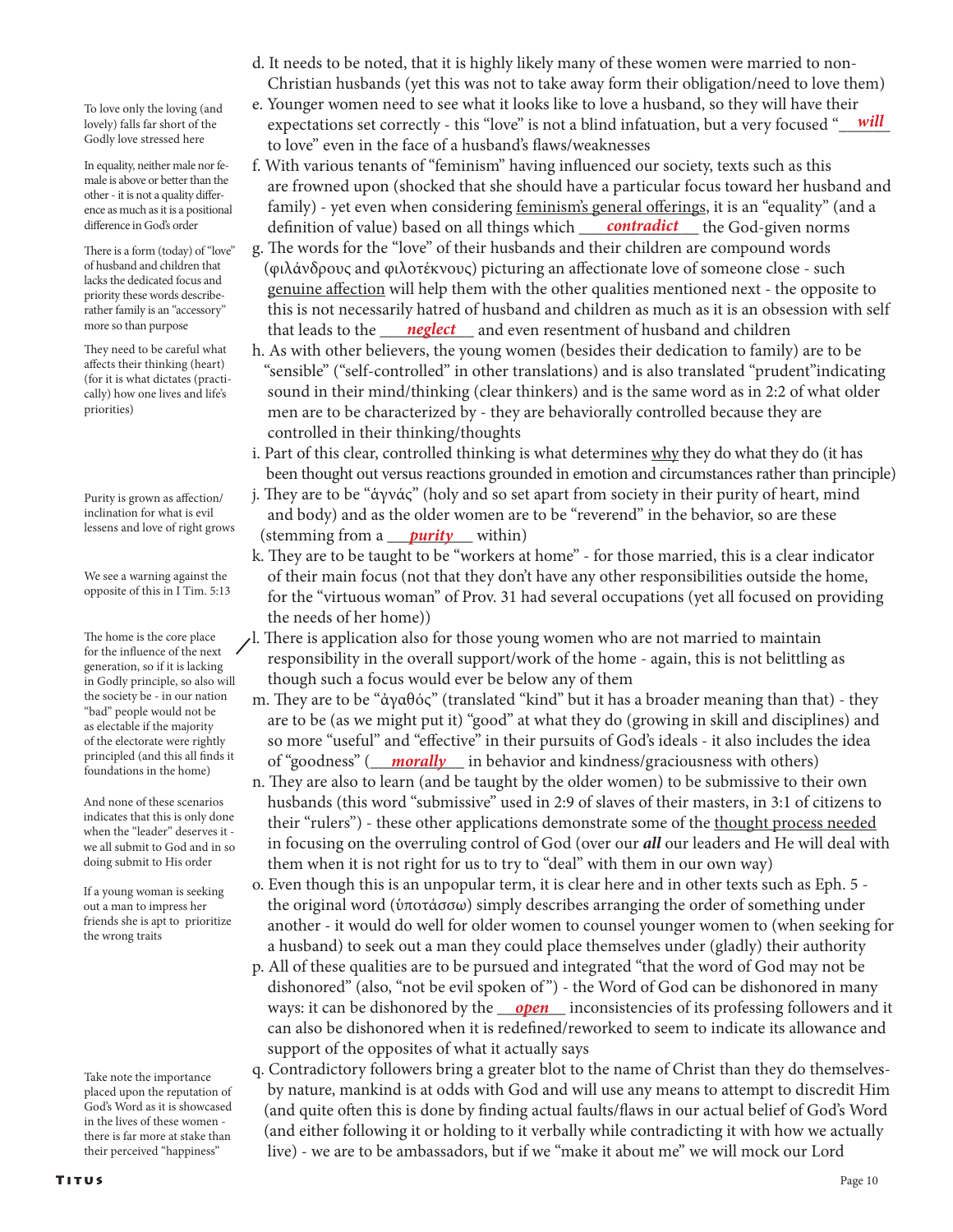d. It needs to be noted, that it is highly likely many of these women were married to non-Christian husbands (yet this was not to take away form their obligation/need to love them)

e. Younger women need to see what it looks like to love a husband, so they will have their expectations set correctly - this "love" is not a blind infatuation, but a very focused "***will*** to love" even in the face of a husband's flaws/weaknesses

> To love only the loving (and lovely) falls far short of the Godly love stressed here

f. With various tenants of "feminism" having influenced our society, texts such as this are frowned upon (shocked that she should have a particular focus toward her husband and family) - yet even when considering feminism's general offerings, it is an "equality" (and a definition of value) based on all things which ***contradict*** the God-given norms

> In equality, neither male nor female is above or better than the other - it is not a quality difference as much as it is a positional difference in God's order

g. The words for the "love" of their husbands and their children are compound words (φιλάνδρους and φιλοτέκνους) picturing an affectionate love of someone close - such genuine affection will help them with the other qualities mentioned next - the opposite to this is not necessarily hatred of husband and children as much as it is an obsession with self that leads to the ***neglect*** and even resentment of husband and children

> There is a form (today) of "love" of husband and children that lacks the dedicated focus and priority these words describe- rather family is an "accessory" more so than purpose

h. As with other believers, the young women (besides their dedication to family) are to be "sensible" ("self-controlled" in other translations) and is also translated "prudent"indicating sound in their mind/thinking (clear thinkers) and is the same word as in 2:2 of what older men are to be characterized by - they are behaviorally controlled because they are controlled in their thinking/thoughts

> They need to be careful what affects their thinking (heart) (for it is what dictates (practically) how one lives and life's priorities)

i. Part of this clear, controlled thinking is what determines why they do what they do (it has been thought out versus reactions grounded in emotion and circumstances rather than principle)

j. They are to be "ἁγνάς" (holy and so set apart from society in their purity of heart, mind and body) and as the older women are to be "reverend" in the behavior, so are these (stemming from a ***purity*** within)

> Purity is grown as affection/ inclination for what is evil lessens and love of right grows

k. They are to be taught to be "workers at home" - for those married, this is a clear indicator of their main focus (not that they don't have any other responsibilities outside the home, for the "virtuous woman" of Prov. 31 had several occupations (yet all focused on providing the needs of her home))

> We see a warning against the opposite of this in I Tim. 5:13

l. There is application also for those young women who are not married to maintain responsibility in the overall support/work of the home - again, this is not belittling as though such a focus would ever be below any of them

> The home is the core place for the influence of the next generation, so if it is lacking in Godly principle, so also will the society be - in our nation "bad" people would not be as electable if the majority of the electorate were rightly principled (and this all finds it foundations in the home)

m. They are to be "ἀγαθός" (translated "kind" but it has a broader meaning than that) - they are to be (as we might put it) "good" at what they do (growing in skill and disciplines) and so more "useful" and "effective" in their pursuits of God's ideals - it also includes the idea of "goodness" (***morally*** in behavior and kindness/graciousness with others)

n. They are also to learn (and be taught by the older women) to be submissive to their own husbands (this word "submissive" used in 2:9 of slaves of their masters, in 3:1 of citizens to their "rulers") - these other applications demonstrate some of the thought process needed in focusing on the overruling control of God (over our ***all*** our leaders and He will deal with them when it is not right for us to try to "deal" with them in our own way)

> And none of these scenarios indicates that this is only done when the "leader" deserves it - we all submit to God and in so doing submit to His order

o. Even though this is an unpopular term, it is clear here and in other texts such as Eph. 5 - the original word (ὑποτάσσω) simply describes arranging the order of something under another - it would do well for older women to counsel younger women to (when seeking for a husband) to seek out a man they could place themselves under (gladly) their authority

> If a young woman is seeking out a man to impress her friends she is apt to prioritize the wrong traits

p. All of these qualities are to be pursued and integrated "that the word of God may not be dishonored" (also, "not be evil spoken of") - the Word of God can be dishonored in many ways: it can be dishonored by the ***open*** inconsistencies of its professing followers and it can also be dishonored when it is redefined/reworked to seem to indicate its allowance and support of the opposites of what it actually says

q. Contradictory followers bring a greater blot to the name of Christ than they do themselves- by nature, mankind is at odds with God and will use any means to attempt to discredit Him (and quite often this is done by finding actual faults/flaws in our actual belief of God's Word (and either following it or holding to it verbally while contradicting it with how we actually live) - we are to be ambassadors, but if we "make it about me" we will mock our Lord

> Take note the importance placed upon the reputation of God's Word as it is showcased in the lives of these women - there is far more at stake than their perceived "happiness"